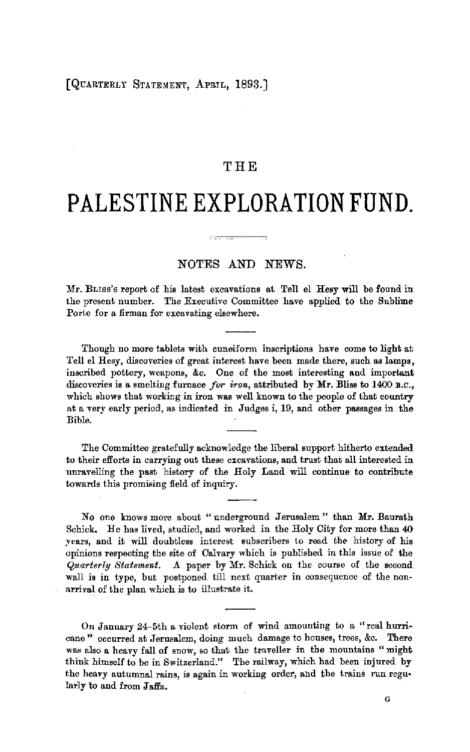[QUARTERLY STATEMENT, APRIL, 1893.]

THE

# PALESTINE EXPLORATION FUND.

## NOTES AND NEWS.

Mr. BLISS's report of his latest excavations at Tell el Hesy will be found in the present number. The Executive Committee have applied to the Sublime Porte for a firman for excavating elsewhere.

---

Though no more tablets with cuneiform inscriptions have come to light at Tell el Hesy, discoveries of great interest have been made there, such as lamps, inscribed pottery, weapons, &c. One of the most interesting and important discoveries is a smelting furnace *for iron*, attributed by Mr. Bliss to 1400 B.C., which shows that working in iron was well known to the people of that country at a very early period, as indicated in Judges i, 19, and other passages in the Bible.

---

The Committee gratefully acknowledge the liberal support hitherto extended to their efforts in carrying out these excavations, and trust that all interested in unravelling the past history of the Holy Land will continue to contribute towards this promising field of inquiry.

---

No one knows more about "underground Jerusalem" than Mr. Baurath Schick. He has lived, studied, and worked in the Holy City for more than 40 years, and it will doubtless interest subscribers to read the history of his opinions respecting the site of Calvary which is published in this issue of the *Quarterly Statement*. A paper by Mr. Schick on the course of the second wall is in type, but postponed till next quarter in consequence of the non-arrival of the plan which is to illustrate it.

---

On January 24-5th a violent storm of wind amounting to a "real hurricane" occurred at Jerusalem, doing much damage to houses, trees, &c. There was also a heavy fall of snow, so that the traveller in the mountains "might think himself to be in Switzerland." The railway, which had been injured by the heavy autumnal rains, is again in working order, and the trains run regularly to and from Jaffa.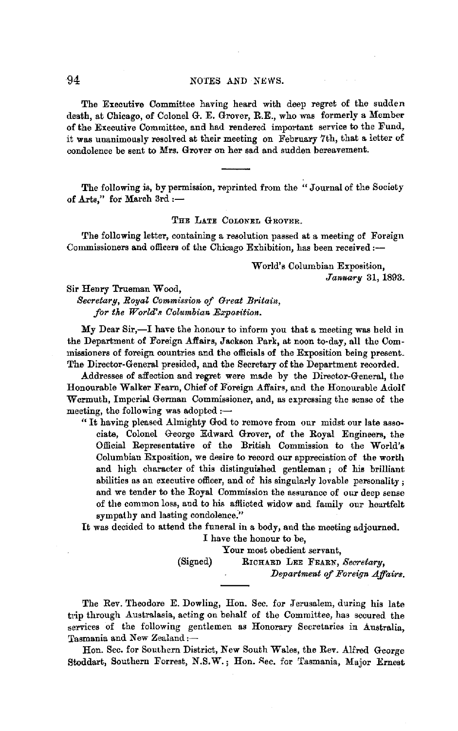The Executive Committee having heard with deep regret of the sudden death, at Chicago, of Colonel G. E. Grover, R.E., who was formerly a Member of the Executive Committee, and had rendered important service to the Fund, it was unanimously resolved at their meeting on February 7th, that a letter of condolence be sent to Mrs. Grover on her sad and sudden bereavement.

---

The following is, by permission, reprinted from the "Journal of the Society of Arts," for March 3rd :—

THE LATE COLONEL GROVER.

The following letter, containing a resolution passed at a meeting of Foreign Commissioners and officers of the Chicago Exhibition, has been received :—

World's Columbian Exposition,
*January* 31, 1893.

Sir Henry Trueman Wood,
*Secretary, Royal Commission of Great Britain, for the World's Columbian Exposition.*

My Dear Sir,—I have the honour to inform you that a meeting was held in the Department of Foreign Affairs, Jackson Park, at noon to-day, all the Commissioners of foreign countries and the officials of the Exposition being present. The Director-General presided, and the Secretary of the Department recorded.

Addresses of affection and regret were made by the Director-General, the Honourable Walker Fearn, Chief of Foreign Affairs, and the Honourable Adolf Wermuth, Imperial German Commissioner, and, as expressing the sense of the meeting, the following was adopted :—

"It having pleased Almighty God to remove from our midst our late associate, Colonel George Edward Grover, of the Royal Engineers, the Official Representative of the British Commission to the World's Columbian Exposition, we desire to record our appreciation of the worth and high character of this distinguished gentleman; of his brilliant abilities as an executive officer, and of his singularly lovable personality; and we tender to the Royal Commission the assurance of our deep sense of the common loss, and to his afflicted widow and family our heartfelt sympathy and lasting condolence."

It was decided to attend the funeral in a body, and the meeting adjourned.

I have the honour to be,
Your most obedient servant,
(Signed) RICHARD LEE FEARN, *Secretary, Department of Foreign Affairs.*

---

The Rev. Theodore E. Dowling, Hon. Sec. for Jerusalem, during his late trip through Australasia, acting on behalf of the Committee, has secured the services of the following gentlemen as Honorary Secretaries in Australia, Tasmania and New Zealand:—

Hon. Sec. for Southern District, New South Wales, the Rev. Alfred George Stoddart, Southern Forrest, N.S.W.; Hon. Sec. for Tasmania, Major Ernest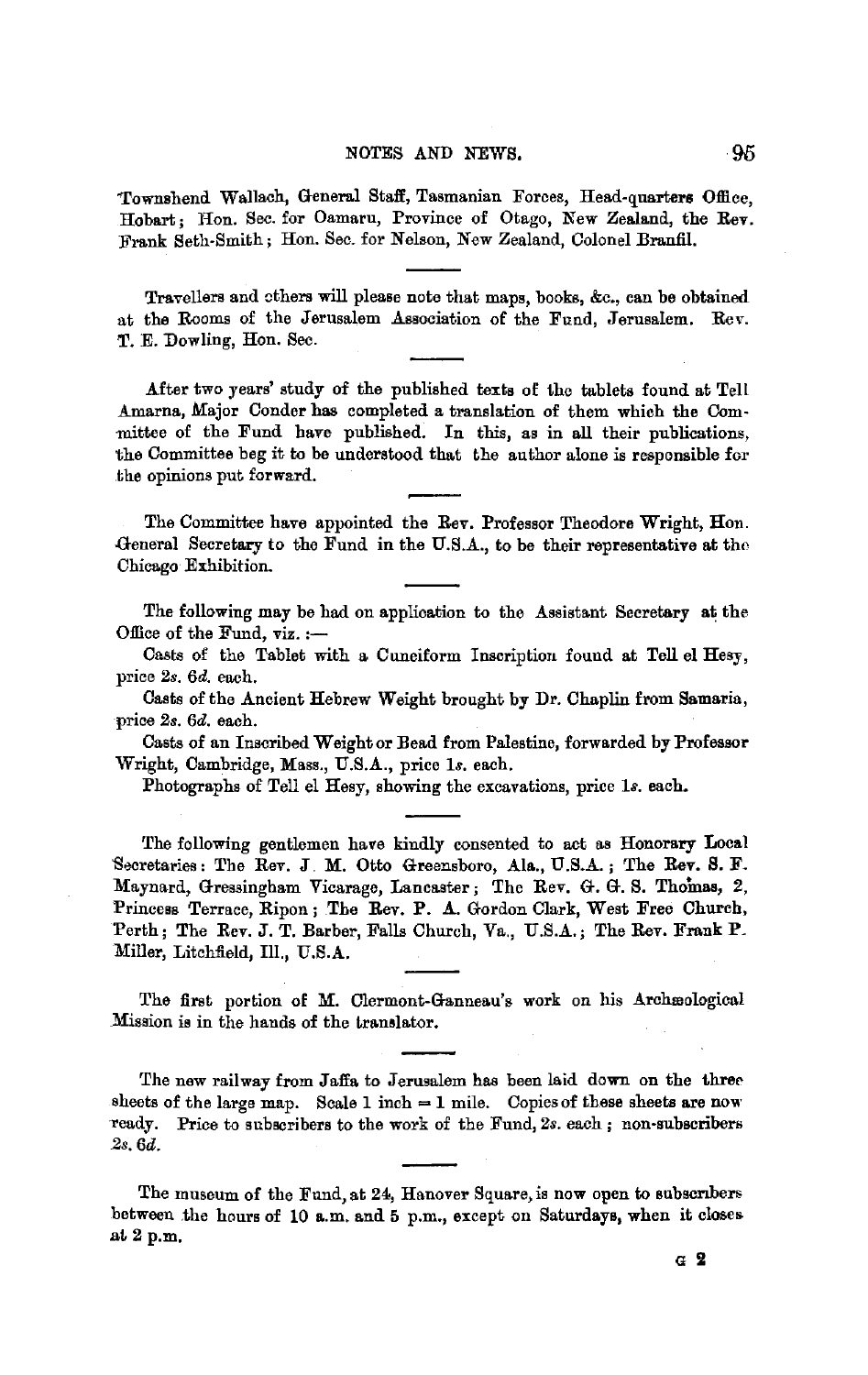Townshend Wallach, General Staff, Tasmanian Forces, Head-quarters Office, Hobart; Hon. Sec. for Oamaru, Province of Otago, New Zealand, the Rev. Frank Seth-Smith; Hon. Sec. for Nelson, New Zealand, Colonel Branfil.

---

Travellers and others will please note that maps, books, &c., can be obtained at the Rooms of the Jerusalem Association of the Fund, Jerusalem. Rev. T. E. Dowling, Hon. Sec.

---

After two years' study of the published texts of the tablets found at Tell Amarna, Major Conder has completed a translation of them which the Committee of the Fund have published. In this, as in all their publications, the Committee beg it to be understood that the author alone is responsible for the opinions put forward.

---

The Committee have appointed the Rev. Professor Theodore Wright, Hon. General Secretary to the Fund in the U.S.A., to be their representative at the Chicago Exhibition.

---

The following may be had on application to the Assistant Secretary at the Office of the Fund, viz. :—

Casts of the Tablet with a Cuneiform Inscription found at Tell el Hesy, price *2s. 6d.* each.

Casts of the Ancient Hebrew Weight brought by Dr. Chaplin from Samaria, price *2s. 6d.* each.

Casts of an Inscribed Weight or Bead from Palestine, forwarded by Professor Wright, Cambridge, Mass., U.S.A., price *1s.* each.

Photographs of Tell el Hesy, showing the excavations, price *1s.* each.

---

The following gentlemen have kindly consented to act as Honorary Local Secretaries: The Rev. J. M. Otto Greensboro, Ala., U.S.A.; The Rev. S. F. Maynard, Gressingham Vicarage, Lancaster; The Rev. G. G. S. Thomas, 2, Princess Terrace, Ripon; The Rev. P. A. Gordon Clark, West Free Church, Perth; The Rev. J. T. Barber, Falls Church, Va., U.S.A.; The Rev. Frank P. Miller, Litchfield, Ill., U.S.A.

---

The first portion of M. Clermont-Ganneau's work on his Archæological Mission is in the hands of the translator.

---

The new railway from Jaffa to Jerusalem has been laid down on the three sheets of the large map. Scale 1 inch = 1 mile. Copies of these sheets are now ready. Price to subscribers to the work of the Fund, *2s.* each; non-subscribers *2s. 6d.*

---

The museum of the Fund, at 24, Hanover Square, is now open to subscribers between the hours of 10 a.m. and 5 p.m., except on Saturdays, when it closes at 2 p.m.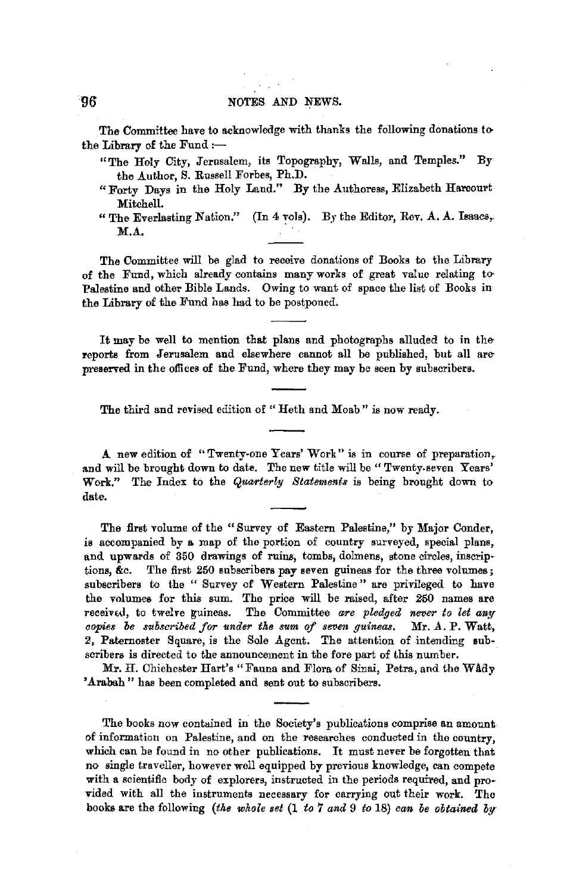The Committee have to acknowledge with thanks the following donations to the Library of the Fund :—

- "The Holy City, Jerusalem, its Topography, Walls, and Temples." By the Author, S. Russell Forbes, Ph.D.
- "Forty Days in the Holy Land." By the Authoress, Elizabeth Harcourt Mitchell.
- "The Everlasting Nation." (In 4 vols). By the Editor, Rev. A. A. Isaacs, M.A.

---

The Committee will be glad to receive donations of Books to the Library of the Fund, which already contains many works of great value relating to Palestine and other Bible Lands. Owing to want of space the list of Books in the Library of the Fund has had to be postponed.

---

It may be well to mention that plans and photographs alluded to in the reports from Jerusalem and elsewhere cannot all be published, but all are preserved in the offices of the Fund, where they may be seen by subscribers.

---

The third and revised edition of "Heth and Moab" is now ready.

---

A new edition of "Twenty-one Years' Work" is in course of preparation, and will be brought down to date. The new title will be "Twenty-seven Years' Work." The Index to the *Quarterly Statements* is being brought down to date.

---

The first volume of the "Survey of Eastern Palestine," by Major Conder, is accompanied by a map of the portion of country surveyed, special plans, and upwards of 350 drawings of ruins, tombs, dolmens, stone circles, inscriptions, &c. The first 250 subscribers pay seven guineas for the three volumes; subscribers to the "Survey of Western Palestine" are privileged to have the volumes for this sum. The price will be raised, after 250 names are received, to twelve guineas. The Committee *are pledged never to let any copies be subscribed for under the sum of seven guineas.* Mr. A. P. Watt, 2, Paternoster Square, is the Sole Agent. The attention of intending subscribers is directed to the announcement in the fore part of this number.

Mr. H. Chichester Hart's "Fauna and Flora of Sinai, Petra, and the Wâdy 'Arabah" has been completed and sent out to subscribers.

---

The books now contained in the Society's publications comprise an amount of information on Palestine, and on the researches conducted in the country, which can be found in no other publications. It must never be forgotten that no single traveller, however well equipped by previous knowledge, can compete with a scientific body of explorers, instructed in the periods required, and provided with all the instruments necessary for carrying out their work. The books are the following (*the whole set* (1 *to* 7 *and* 9 *to* 18) *can be obtained by*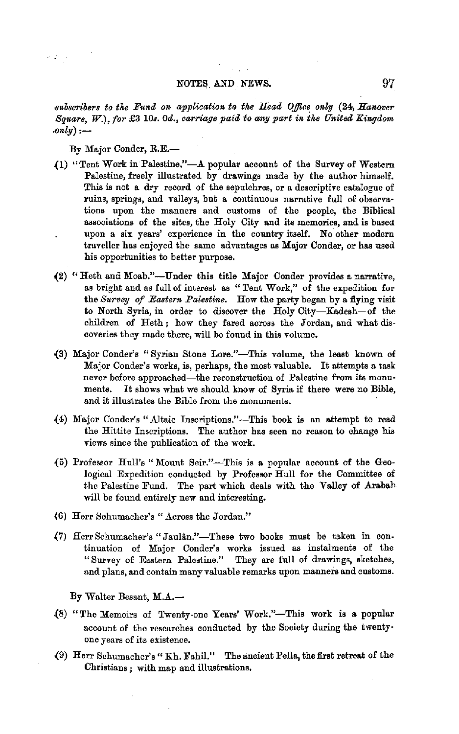*subscribers to the Fund on application to the Head Office only (24, Hanover Square, W.), for £3 10s. 0d., carriage paid to any part in the United Kingdom only)*:—

By Major Conder, R.E.—

(1) "Tent Work in Palestine."—A popular account of the Survey of Western Palestine, freely illustrated by drawings made by the author himself. This is not a dry record of the sepulchres, or a descriptive catalogue of ruins, springs, and valleys, but a continuous narrative full of observations upon the manners and customs of the people, the Biblical associations of the sites, the Holy City and its memories, and is based upon a six years' experience in the country itself. No other modern traveller has enjoyed the same advantages as Major Conder, or has used his opportunities to better purpose.

(2) "Heth and Moab."—Under this title Major Conder provides a narrative, as bright and as full of interest as "Tent Work," of the expedition for the *Survey of Eastern Palestine.* How the party began by a flying visit to North Syria, in order to discover the Holy City—Kadesh—of the children of Heth; how they fared across the Jordan, and what discoveries they made there, will be found in this volume.

(3) Major Conder's "Syrian Stone Lore."—This volume, the least known of Major Conder's works, is, perhaps, the most valuable. It attempts a task never before approached—the reconstruction of Palestine from its monuments. It shows what we should know of Syria if there were no Bible, and it illustrates the Bible from the monuments.

(4) Major Conder's "Altaic Inscriptions."—This book is an attempt to read the Hittite Inscriptions. The author has seen no reason to change his views since the publication of the work.

(5) Professor Hull's "Mount Seir."—This is a popular account of the Geological Expedition conducted by Professor Hull for the Committee of the Palestine Fund. The part which deals with the Valley of Arabah will be found entirely new and interesting.

(6) Herr Schumacher's "Across the Jordan."

(7) Herr Schumacher's "Jaulân."—These two books must be taken in continuation of Major Conder's works issued as instalments of the "Survey of Eastern Palestine." They are full of drawings, sketches, and plans, and contain many valuable remarks upon manners and customs.

By Walter Besant, M.A.—

(8) "The Memoirs of Twenty-one Years' Work."—This work is a popular account of the researches conducted by the Society during the twenty-one years of its existence.

(9) Herr Schumacher's "Kh. Fahil." The ancient Pella, the first retreat of the Christians; with map and illustrations.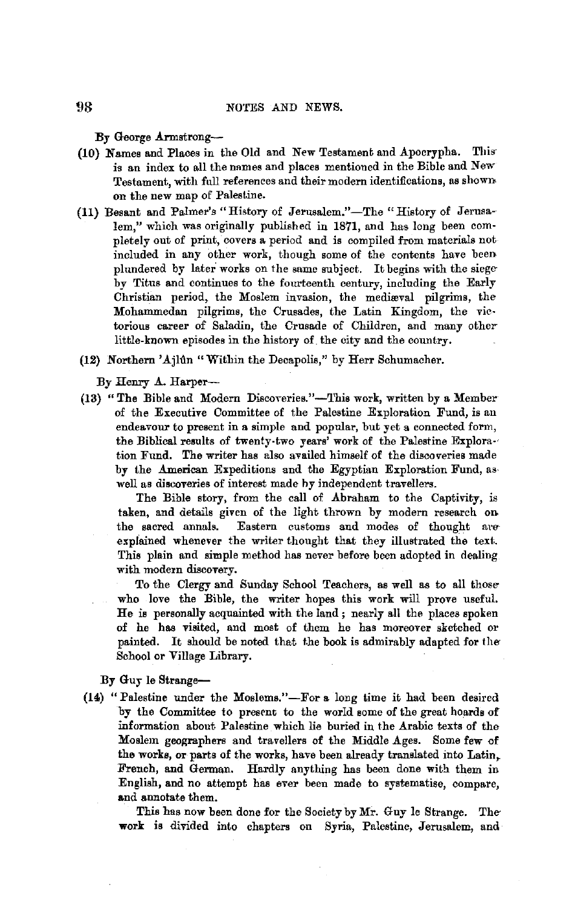By George Armstrong—

(10) Names and Places in the Old and New Testament and Apocrypha. This is an index to all the names and places mentioned in the Bible and New Testament, with full references and their modern identifications, as shown on the new map of Palestine.

(11) Besant and Palmer's "History of Jerusalem."—The "History of Jerusalem," which was originally published in 1871, and has long been completely out of print, covers a period and is compiled from materials not included in any other work, though some of the contents have been plundered by later works on the same subject. It begins with the siege by Titus and continues to the fourteenth century, including the Early Christian period, the Moslem invasion, the mediæval pilgrims, the Mohammedan pilgrims, the Crusades, the Latin Kingdom, the victorious career of Saladin, the Crusade of Children, and many other little-known episodes in the history of the city and the country.

(12) Northern 'Ajlûn "Within the Decapolis," by Herr Schumacher.

By Henry A. Harper—

(13) "The Bible and Modern Discoveries."—This work, written by a Member of the Executive Committee of the Palestine Exploration Fund, is an endeavour to present in a simple and popular, but yet a connected form, the Biblical results of twenty-two years' work of the Palestine Exploration Fund. The writer has also availed himself of the discoveries made by the American Expeditions and the Egyptian Exploration Fund, as well as discoveries of interest made by independent travellers.

The Bible story, from the call of Abraham to the Captivity, is taken, and details given of the light thrown by modern research on the sacred annals. Eastern customs and modes of thought are explained whenever the writer thought that they illustrated the text. This plain and simple method has never before been adopted in dealing with modern discovery.

To the Clergy and Sunday School Teachers, as well as to all those who love the Bible, the writer hopes this work will prove useful. He is personally acquainted with the land; nearly all the places spoken of he has visited, and most of them he has moreover sketched or painted. It should be noted that the book is admirably adapted for the School or Village Library.

By Guy le Strange—

(14) "Palestine under the Moslems."—For a long time it had been desired by the Committee to present to the world some of the great hoards of information about Palestine which lie buried in the Arabic texts of the Moslem geographers and travellers of the Middle Ages. Some few of the works, or parts of the works, have been already translated into Latin, French, and German. Hardly anything has been done with them in English, and no attempt has ever been made to systematise, compare, and annotate them.

This has now been done for the Society by Mr. Guy le Strange. The work is divided into chapters on Syria, Palestine, Jerusalem, and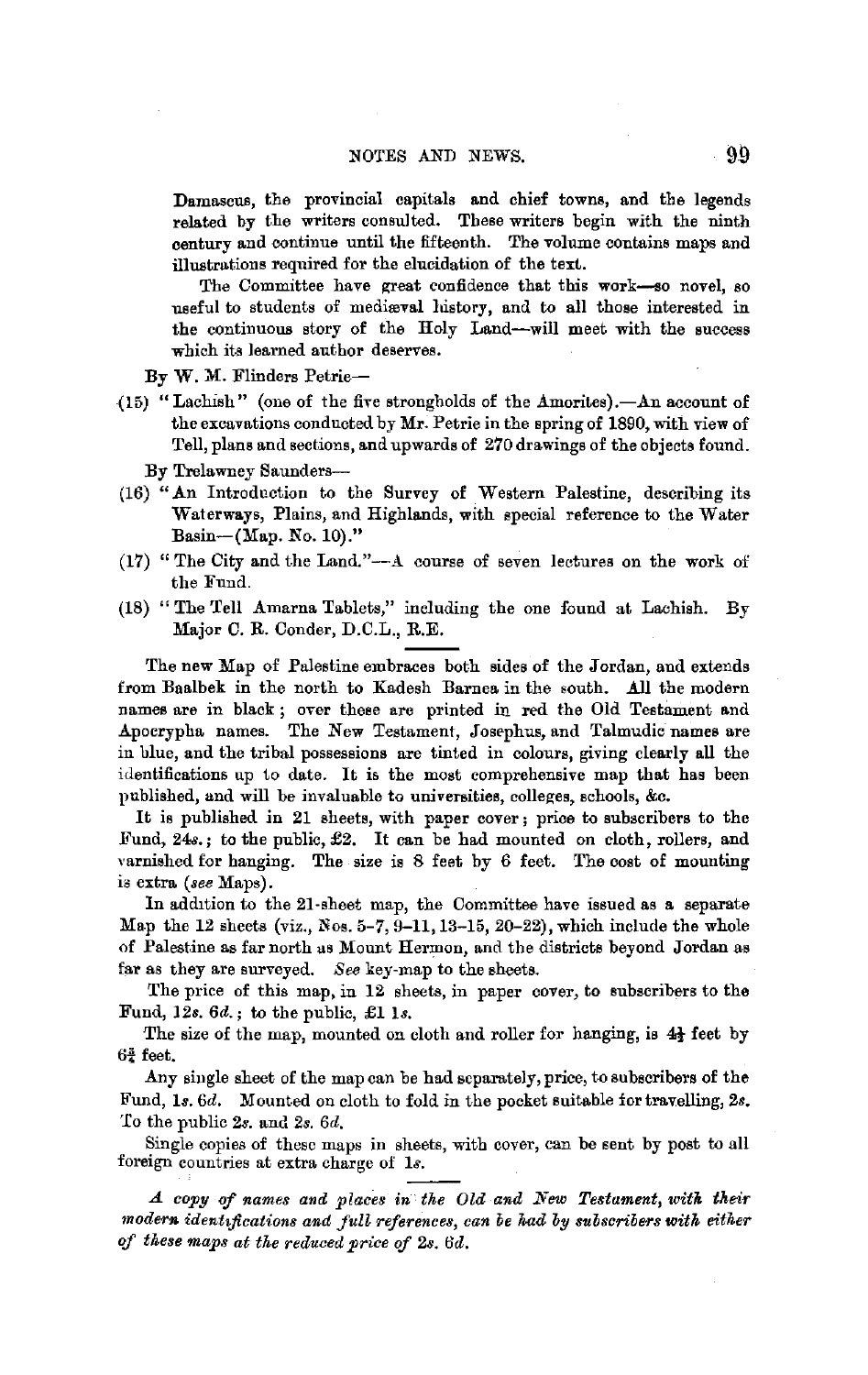Damascus, the provincial capitals and chief towns, and the legends related by the writers consulted. These writers begin with the ninth century and continue until the fifteenth. The volume contains maps and illustrations required for the elucidation of the text.

The Committee have great confidence that this work—so novel, so useful to students of mediæval history, and to all those interested in the continuous story of the Holy Land—will meet with the success which its learned author deserves.

By W. M. Flinders Petrie—

(15) "Lachish" (one of the five strongholds of the Amorites).—An account of the excavations conducted by Mr. Petrie in the spring of 1890, with view of Tell, plans and sections, and upwards of 270 drawings of the objects found.

By Trelawney Saunders—

(16) "An Introduction to the Survey of Western Palestine, describing its Waterways, Plains, and Highlands, with special reference to the Water Basin—(Map. No. 10)."

(17) "The City and the Land."—A course of seven lectures on the work of the Fund.

(18) "The Tell Amarna Tablets," including the one found at Lachish. By Major C. R. Conder, D.C.L., R.E.

---

The new Map of Palestine embraces both sides of the Jordan, and extends from Baalbek in the north to Kadesh Barnea in the south. All the modern names are in black; over these are printed in red the Old Testament and Apocrypha names. The New Testament, Josephus, and Talmudic names are in blue, and the tribal possessions are tinted in colours, giving clearly all the identifications up to date. It is the most comprehensive map that has been published, and will be invaluable to universities, colleges, schools, &c.

It is published in 21 sheets, with paper cover; price to subscribers to the Fund, 24*s.*; to the public, £2. It can be had mounted on cloth, rollers, and varnished for hanging. The size is 8 feet by 6 feet. The cost of mounting is extra (*see* Maps).

In addition to the 21-sheet map, the Committee have issued as a separate Map the 12 sheets (viz., Nos. 5–7, 9–11, 13–15, 20–22), which include the whole of Palestine as far north as Mount Hermon, and the districts beyond Jordan as far as they are surveyed. *See* key-map to the sheets.

The price of this map, in 12 sheets, in paper cover, to subscribers to the Fund, 12*s.* 6*d.*; to the public, £1 1*s.*

The size of the map, mounted on cloth and roller for hanging, is 4½ feet by 6¾ feet.

Any single sheet of the map can be had separately, price, to subscribers of the Fund, 1*s.* 6*d.* Mounted on cloth to fold in the pocket suitable for travelling, 2*s.* To the public 2*s.* and 2*s.* 6*d.*

Single copies of these maps in sheets, with cover, can be sent by post to all foreign countries at extra charge of 1*s.*

---

*A copy of names and places in the Old and New Testament, with their modern identifications and full references, can be had by subscribers with either of these maps at the reduced price of 2s. 6d.*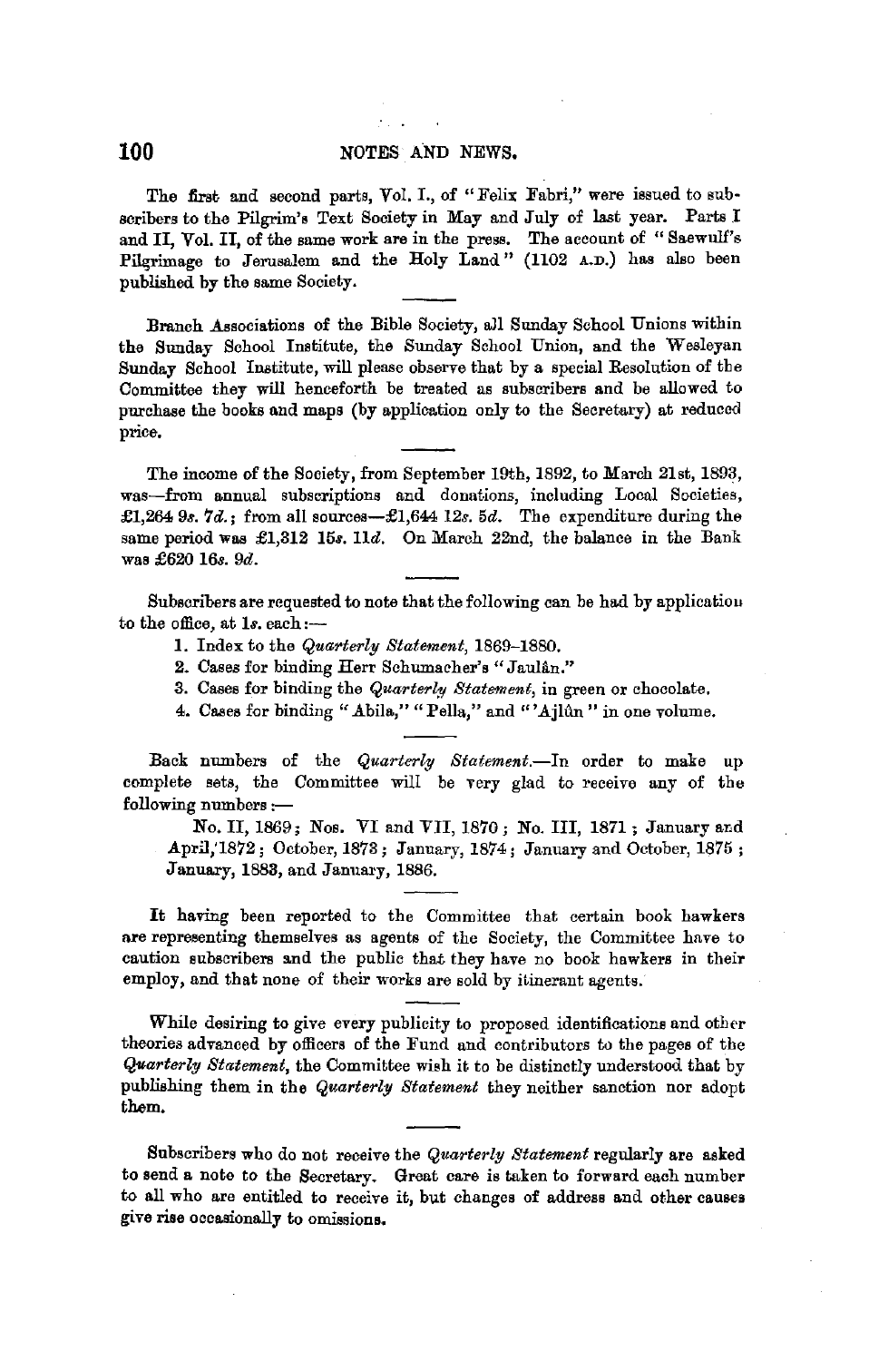The first and second parts, Vol. I., of "Felix Fabri," were issued to subscribers to the Pilgrim's Text Society in May and July of last year. Parts I and II, Vol. II, of the same work are in the press. The account of "Saewulf's Pilgrimage to Jerusalem and the Holy Land" (1102 A.D.) has also been published by the same Society.

Branch Associations of the Bible Society, all Sunday School Unions within the Sunday School Institute, the Sunday School Union, and the Wesleyan Sunday School Institute, will please observe that by a special Resolution of the Committee they will henceforth be treated as subscribers and be allowed to purchase the books and maps (by application only to the Secretary) at reduced price.

The income of the Society, from September 19th, 1892, to March 21st, 1893, was—from annual subscriptions and donations, including Local Societies, £1,264 9*s.* 7*d.*; from all sources—£1,644 12*s.* 5*d.* The expenditure during the same period was £1,312 15*s.* 11*d.* On March 22nd, the balance in the Bank was £620 16*s.* 9*d.*

Subscribers are requested to note that the following can be had by application to the office, at 1*s.* each:—

1. Index to the *Quarterly Statement*, 1869–1880.
2. Cases for binding Herr Schumacher's "Jaulân."
3. Cases for binding the *Quarterly Statement*, in green or chocolate.
4. Cases for binding "Abila," "Pella," and "'Ajlûn" in one volume.

Back numbers of the *Quarterly Statement*.—In order to make up complete sets, the Committee will be very glad to receive any of the following numbers:—

No. II, 1869; Nos. VI and VII, 1870; No. III, 1871; January and April, 1872; October, 1873; January, 1874; January and October, 1875; January, 1883, and January, 1886.

It having been reported to the Committee that certain book hawkers are representing themselves as agents of the Society, the Committee have to caution subscribers and the public that they have no book hawkers in their employ, and that none of their works are sold by itinerant agents.

While desiring to give every publicity to proposed identifications and other theories advanced by officers of the Fund and contributors to the pages of the *Quarterly Statement*, the Committee wish it to be distinctly understood that by publishing them in the *Quarterly Statement* they neither sanction nor adopt them.

Subscribers who do not receive the *Quarterly Statement* regularly are asked to send a note to the Secretary. Great care is taken to forward each number to all who are entitled to receive it, but changes of address and other causes give rise occasionally to omissions.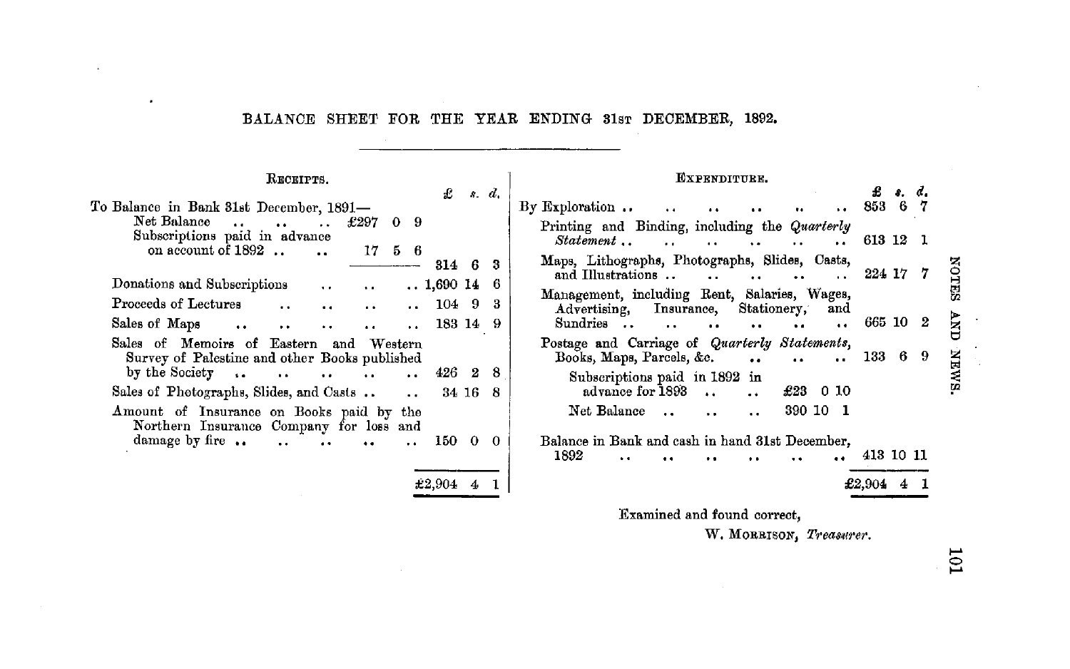BALANCE SHEET FOR THE YEAR ENDING 31ST DECEMBER, 1892.

| RECEIPTS. | £ | s. | d. | EXPENDITURE. | £ | s. | d. |
|---|---|---|---|---|---|---|---|
| To Balance in Bank 31st December, 1891— Net Balance .. .. .. £297 0 9; Subscriptions paid in advance on account of 1892 .. .. 17 5 6 | 314 | 6 | 3 | By Exploration .. .. .. .. .. .. | 853 | 6 | 7 |
| Donations and Subscriptions .. .. .. | 1,690 | 14 | 6 | Printing and Binding, including the *Quarterly Statement* .. .. .. .. .. | 613 | 12 | 1 |
| Proceeds of Lectures .. .. .. .. | 104 | 9 | 3 | Maps, Lithographs, Photographs, Slides, Casts, and Illustrations .. .. .. .. .. | 224 | 17 | 7 |
| Sales of Maps .. .. .. .. .. .. | 183 | 14 | 9 | Management, including Rent, Salaries, Wages, Advertising, Insurance, Stationery, and Sundries .. .. .. .. .. .. | 665 | 10 | 2 |
| Sales of Memoirs of Eastern and Western Survey of Palestine and other Books published by the Society .. .. .. .. .. .. | 426 | 2 | 8 | Postage and Carriage of *Quarterly Statements*, Books, Maps, Parcels, &c. .. .. .. | 133 | 6 | 9 |
| Sales of Photographs, Slides, and Casts .. .. | 34 | 16 | 8 | Subscriptions paid in 1892 in advance for 1893 .. .. £23 0 10; Net Balance .. .. .. 390 10 1 | | | |
| Amount of Insurance on Books paid by the Northern Insurance Company for loss and damage by fire .. .. .. .. .. | 150 | 0 | 0 | Balance in Bank and cash in hand 31st December, 1892 .. .. .. .. .. .. | 413 | 10 | 11 |
| | £2,904 | 4 | 1 | | £2,904 | 4 | 1 |

Examined and found correct,

W. MORRISON, *Treasurer*.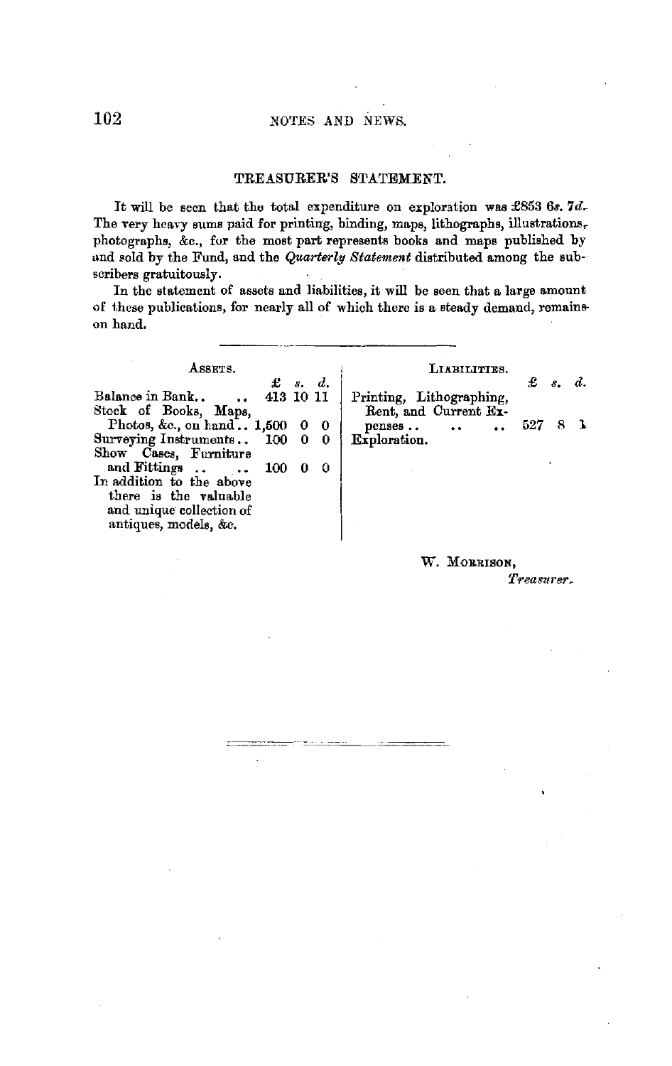## TREASURER'S STATEMENT.

It will be seen that the total expenditure on exploration was £853 6*s.* 7*d.* The very heavy sums paid for printing, binding, maps, lithographs, illustrations, photographs, &c., for the most part represents books and maps published by and sold by the Fund, and the *Quarterly Statement* distributed among the subscribers gratuitously.

In the statement of assets and liabilities, it will be seen that a large amount of these publications, for nearly all of which there is a steady demand, remains on hand.

| Assets. | £ | s. | d. | Liabilities. | £ | s. | d. |
|---|---|---|---|---|---|---|---|
| Balance in Bank.. .. | 413 | 10 | 11 | Printing, Lithographing, Rent, and Current Expenses .. .. .. | 527 | 8 | 1 |
| Stock of Books, Maps, Photos, &c., on hand.. | 1,500 | 0 | 0 | Exploration. | | | |
| Surveying Instruments.. | 100 | 0 | 0 | | | | |
| Show Cases, Furniture and Fittings .. .. | 100 | 0 | 0 | | | | |
| In addition to the above there is the valuable and unique collection of antiques, models, &c. | | | | | | | |

W. Morrison,
*Treasurer.*